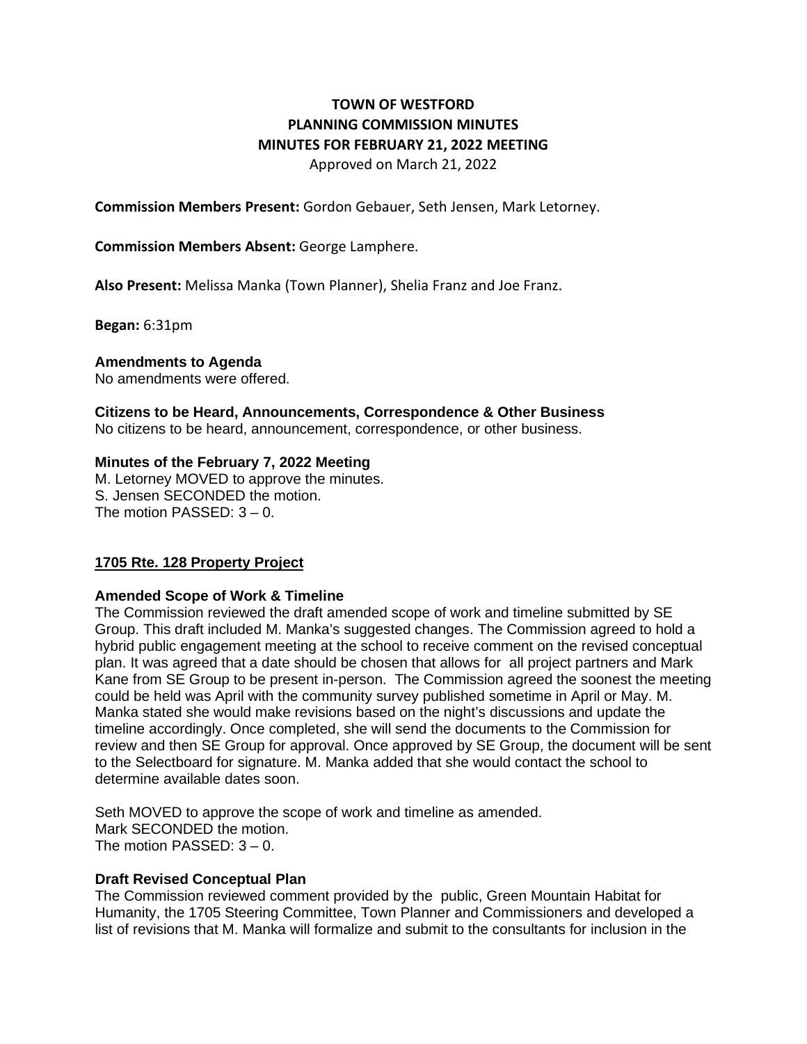# TOWN OF WESTFORD
## PLANNING COMMISSION MINUTES
## MINUTES FOR FEBRUARY 21, 2022 MEETING

Approved on March 21, 2022

**Commission Members Present:** Gordon Gebauer, Seth Jensen, Mark Letorney.

**Commission Members Absent:** George Lamphere.

**Also Present:** Melissa Manka (Town Planner), Shelia Franz and Joe Franz.

**Began:** 6:31pm

**Amendments to Agenda**
No amendments were offered.

**Citizens to be Heard, Announcements, Correspondence & Other Business**
No citizens to be heard, announcement, correspondence, or other business.

**Minutes of the February 7, 2022 Meeting**
M. Letorney MOVED to approve the minutes.
S. Jensen SECONDED the motion.
The motion PASSED: 3 – 0.

**<u>1705 Rte. 128 Property Project</u>**

**Amended Scope of Work & Timeline**
The Commission reviewed the draft amended scope of work and timeline submitted by SE Group. This draft included M. Manka's suggested changes. The Commission agreed to hold a hybrid public engagement meeting at the school to receive comment on the revised conceptual plan. It was agreed that a date should be chosen that allows for all project partners and Mark Kane from SE Group to be present in-person. The Commission agreed the soonest the meeting could be held was April with the community survey published sometime in April or May. M. Manka stated she would make revisions based on the night's discussions and update the timeline accordingly. Once completed, she will send the documents to the Commission for review and then SE Group for approval. Once approved by SE Group, the document will be sent to the Selectboard for signature. M. Manka added that she would contact the school to determine available dates soon.

Seth MOVED to approve the scope of work and timeline as amended.
Mark SECONDED the motion.
The motion PASSED: 3 – 0.

**Draft Revised Conceptual Plan**
The Commission reviewed comment provided by the public, Green Mountain Habitat for Humanity, the 1705 Steering Committee, Town Planner and Commissioners and developed a list of revisions that M. Manka will formalize and submit to the consultants for inclusion in the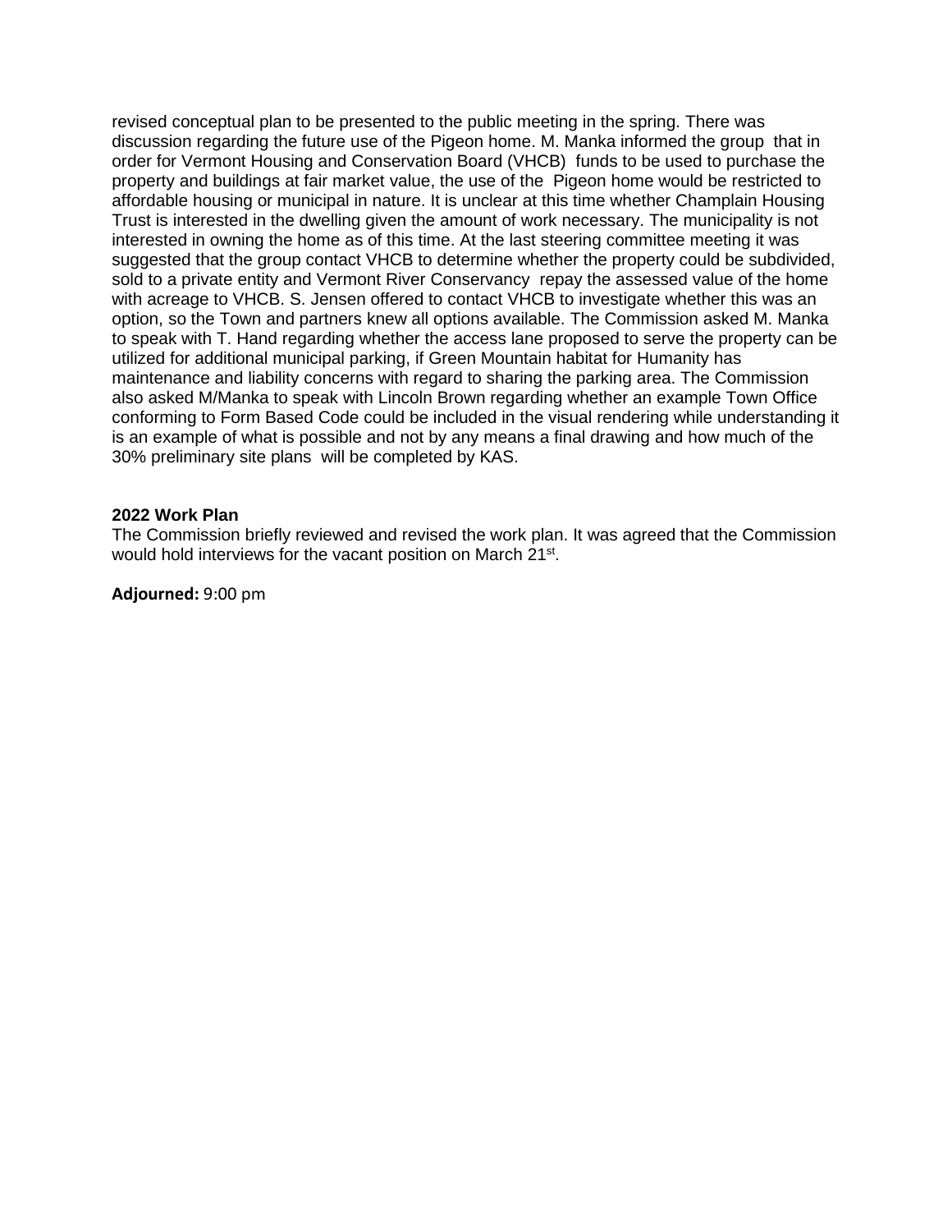revised conceptual plan to be presented to the public meeting in the spring. There was discussion regarding the future use of the Pigeon home. M. Manka informed the group that in order for Vermont Housing and Conservation Board (VHCB) funds to be used to purchase the property and buildings at fair market value, the use of the Pigeon home would be restricted to affordable housing or municipal in nature. It is unclear at this time whether Champlain Housing Trust is interested in the dwelling given the amount of work necessary. The municipality is not interested in owning the home as of this time. At the last steering committee meeting it was suggested that the group contact VHCB to determine whether the property could be subdivided, sold to a private entity and Vermont River Conservancy repay the assessed value of the home with acreage to VHCB. S. Jensen offered to contact VHCB to investigate whether this was an option, so the Town and partners knew all options available. The Commission asked M. Manka to speak with T. Hand regarding whether the access lane proposed to serve the property can be utilized for additional municipal parking, if Green Mountain habitat for Humanity has maintenance and liability concerns with regard to sharing the parking area. The Commission also asked M/Manka to speak with Lincoln Brown regarding whether an example Town Office conforming to Form Based Code could be included in the visual rendering while understanding it is an example of what is possible and not by any means a final drawing and how much of the 30% preliminary site plans will be completed by KAS.

**2022 Work Plan**

The Commission briefly reviewed and revised the work plan. It was agreed that the Commission would hold interviews for the vacant position on March 21st.

**Adjourned:** 9:00 pm